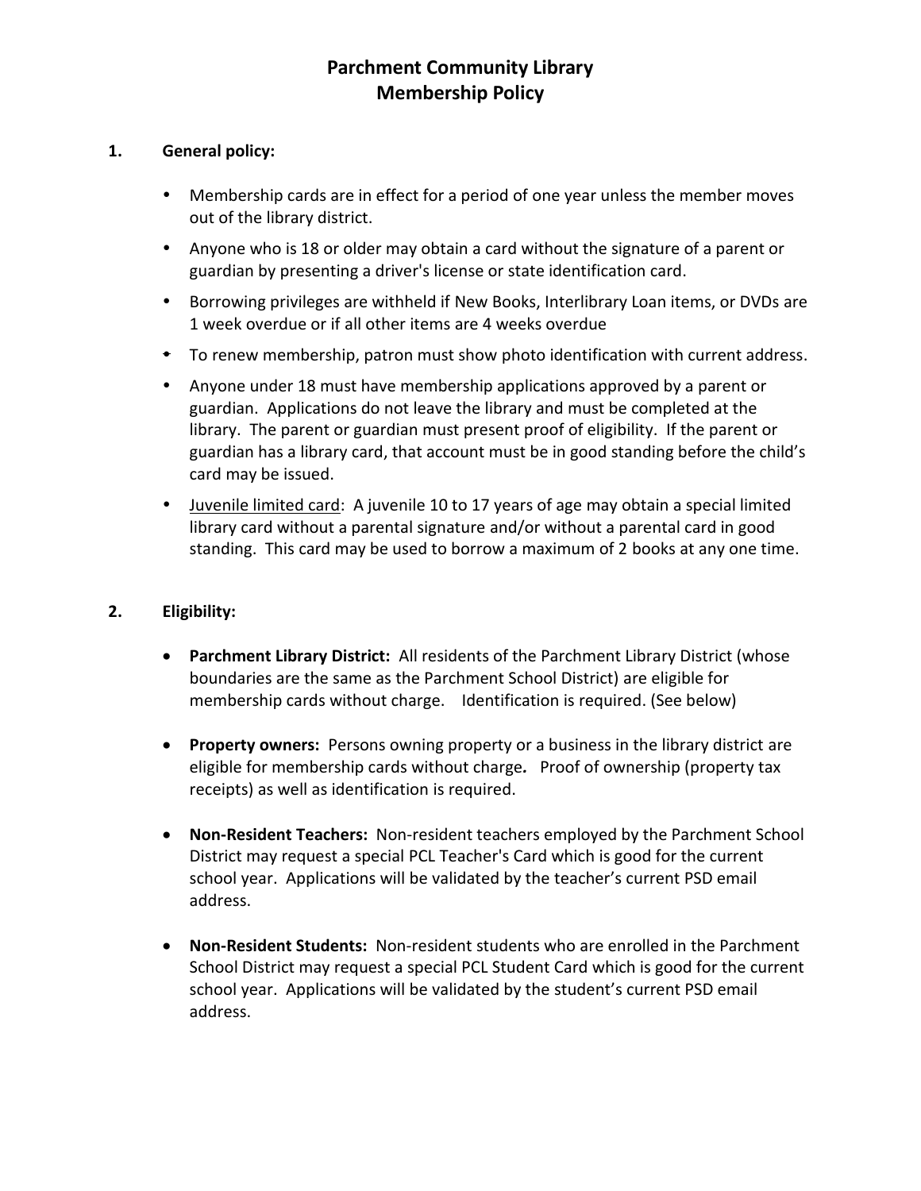# Parchment Community Library
# Membership Policy

## 1. General policy:

- Membership cards are in effect for a period of one year unless the member moves out of the library district.
- Anyone who is 18 or older may obtain a card without the signature of a parent or guardian by presenting a driver's license or state identification card.
- Borrowing privileges are withheld if New Books, Interlibrary Loan items, or DVDs are 1 week overdue or if all other items are 4 weeks overdue
- To renew membership, patron must show photo identification with current address.
- Anyone under 18 must have membership applications approved by a parent or guardian. Applications do not leave the library and must be completed at the library. The parent or guardian must present proof of eligibility. If the parent or guardian has a library card, that account must be in good standing before the child's card may be issued.
- <u>Juvenile limited card</u>: A juvenile 10 to 17 years of age may obtain a special limited library card without a parental signature and/or without a parental card in good standing. This card may be used to borrow a maximum of 2 books at any one time.

## 2. Eligibility:

- **Parchment Library District:** All residents of the Parchment Library District (whose boundaries are the same as the Parchment School District) are eligible for membership cards without charge. Identification is required. (See below)
- **Property owners:** Persons owning property or a business in the library district are eligible for membership cards without charge**.** Proof of ownership (property tax receipts) as well as identification is required.
- **Non-Resident Teachers:** Non-resident teachers employed by the Parchment School District may request a special PCL Teacher's Card which is good for the current school year. Applications will be validated by the teacher's current PSD email address.
- **Non-Resident Students:** Non-resident students who are enrolled in the Parchment School District may request a special PCL Student Card which is good for the current school year. Applications will be validated by the student's current PSD email address.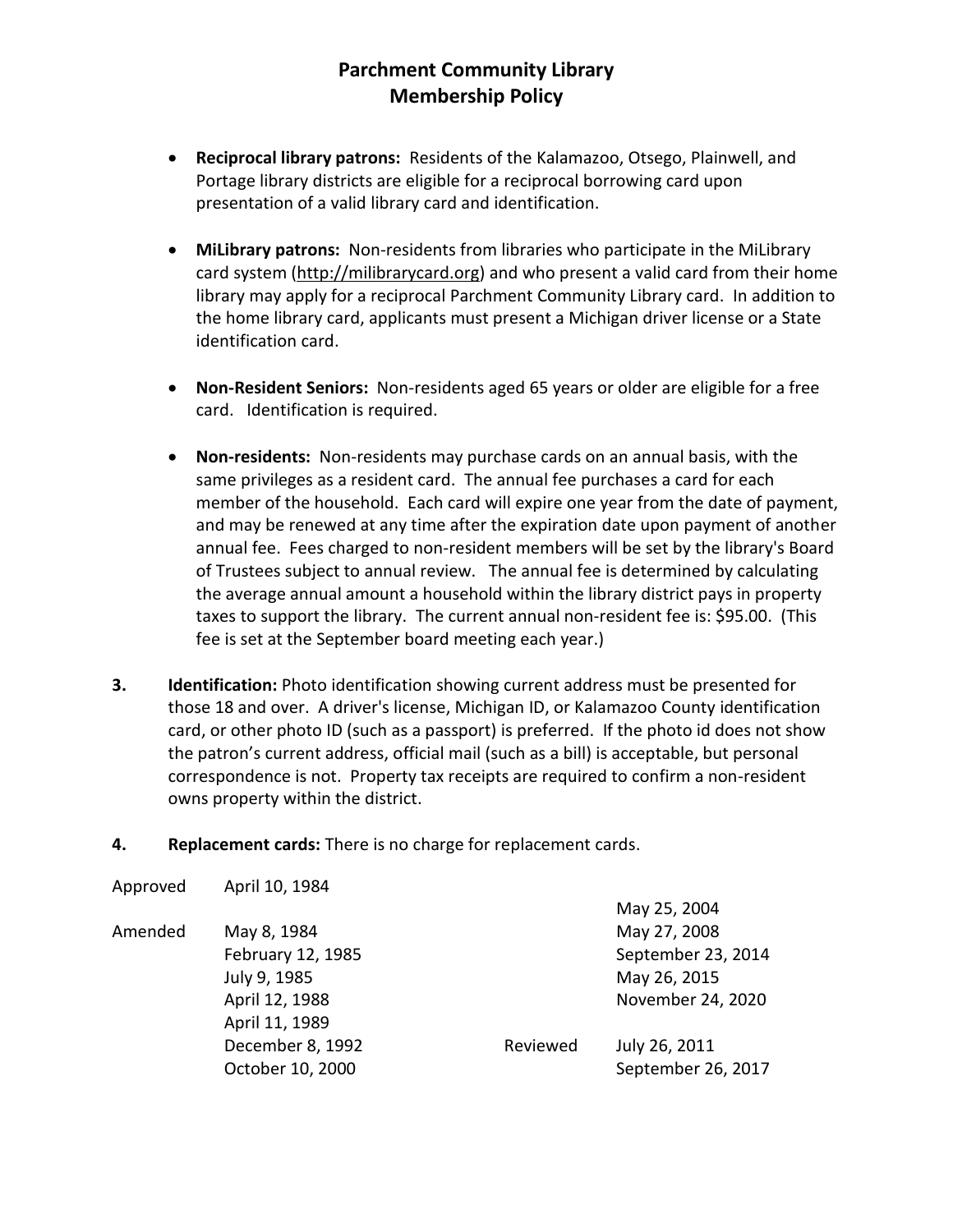# Parchment Community Library
# Membership Policy

- **Reciprocal library patrons:** Residents of the Kalamazoo, Otsego, Plainwell, and Portage library districts are eligible for a reciprocal borrowing card upon presentation of a valid library card and identification.

- **MiLibrary patrons:** Non-residents from libraries who participate in the MiLibrary card system (http://milibrarycard.org) and who present a valid card from their home library may apply for a reciprocal Parchment Community Library card. In addition to the home library card, applicants must present a Michigan driver license or a State identification card.

- **Non-Resident Seniors:** Non-residents aged 65 years or older are eligible for a free card. Identification is required.

- **Non-residents:** Non-residents may purchase cards on an annual basis, with the same privileges as a resident card. The annual fee purchases a card for each member of the household. Each card will expire one year from the date of payment, and may be renewed at any time after the expiration date upon payment of another annual fee. Fees charged to non-resident members will be set by the library's Board of Trustees subject to annual review. The annual fee is determined by calculating the average annual amount a household within the library district pays in property taxes to support the library. The current annual non-resident fee is: $95.00. (This fee is set at the September board meeting each year.)

**3. Identification:** Photo identification showing current address must be presented for those 18 and over. A driver's license, Michigan ID, or Kalamazoo County identification card, or other photo ID (such as a passport) is preferred. If the photo id does not show the patron's current address, official mail (such as a bill) is acceptable, but personal correspondence is not. Property tax receipts are required to confirm a non-resident owns property within the district.

**4. Replacement cards:** There is no charge for replacement cards.

| | | | |
|---|---|---|---|
| Approved | April 10, 1984 | | |
| | | | May 25, 2004 |
| Amended | May 8, 1984 | | May 27, 2008 |
| | February 12, 1985 | | September 23, 2014 |
| | July 9, 1985 | | May 26, 2015 |
| | April 12, 1988 | | November 24, 2020 |
| | April 11, 1989 | | |
| | December 8, 1992 | Reviewed | July 26, 2011 |
| | October 10, 2000 | | September 26, 2017 |